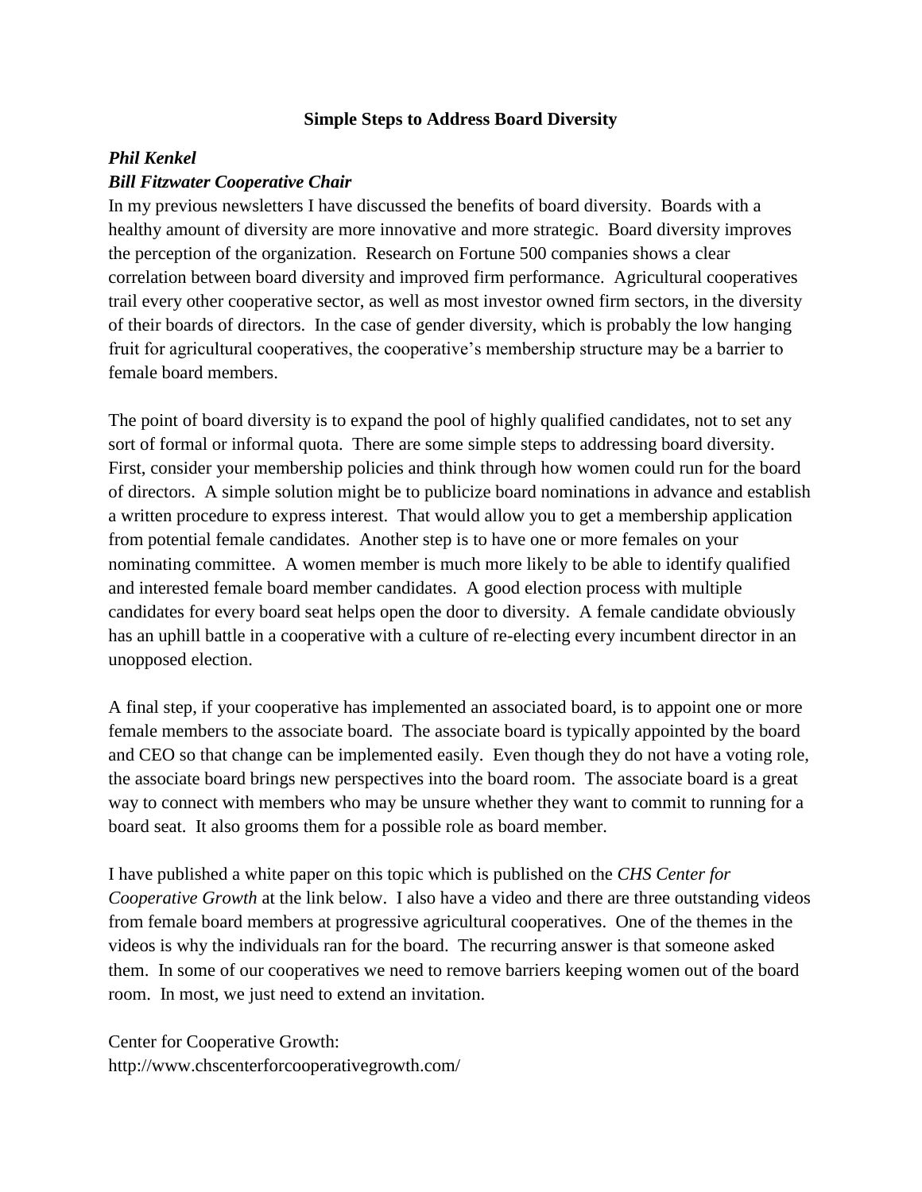# Simple Steps to Address Board Diversity

***Phil Kenkel***
***Bill Fitzwater Cooperative Chair***

In my previous newsletters I have discussed the benefits of board diversity. Boards with a healthy amount of diversity are more innovative and more strategic. Board diversity improves the perception of the organization. Research on Fortune 500 companies shows a clear correlation between board diversity and improved firm performance. Agricultural cooperatives trail every other cooperative sector, as well as most investor owned firm sectors, in the diversity of their boards of directors. In the case of gender diversity, which is probably the low hanging fruit for agricultural cooperatives, the cooperative's membership structure may be a barrier to female board members.

The point of board diversity is to expand the pool of highly qualified candidates, not to set any sort of formal or informal quota. There are some simple steps to addressing board diversity. First, consider your membership policies and think through how women could run for the board of directors. A simple solution might be to publicize board nominations in advance and establish a written procedure to express interest. That would allow you to get a membership application from potential female candidates. Another step is to have one or more females on your nominating committee. A women member is much more likely to be able to identify qualified and interested female board member candidates. A good election process with multiple candidates for every board seat helps open the door to diversity. A female candidate obviously has an uphill battle in a cooperative with a culture of re-electing every incumbent director in an unopposed election.

A final step, if your cooperative has implemented an associated board, is to appoint one or more female members to the associate board. The associate board is typically appointed by the board and CEO so that change can be implemented easily. Even though they do not have a voting role, the associate board brings new perspectives into the board room. The associate board is a great way to connect with members who may be unsure whether they want to commit to running for a board seat. It also grooms them for a possible role as board member.

I have published a white paper on this topic which is published on the *CHS Center for Cooperative Growth* at the link below. I also have a video and there are three outstanding videos from female board members at progressive agricultural cooperatives. One of the themes in the videos is why the individuals ran for the board. The recurring answer is that someone asked them. In some of our cooperatives we need to remove barriers keeping women out of the board room. In most, we just need to extend an invitation.

Center for Cooperative Growth:
http://www.chscenterforcooperativegrowth.com/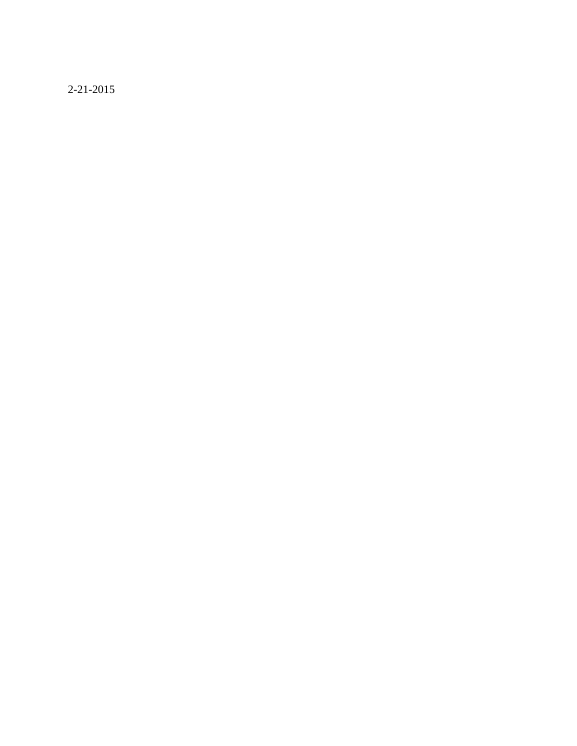2-21-2015